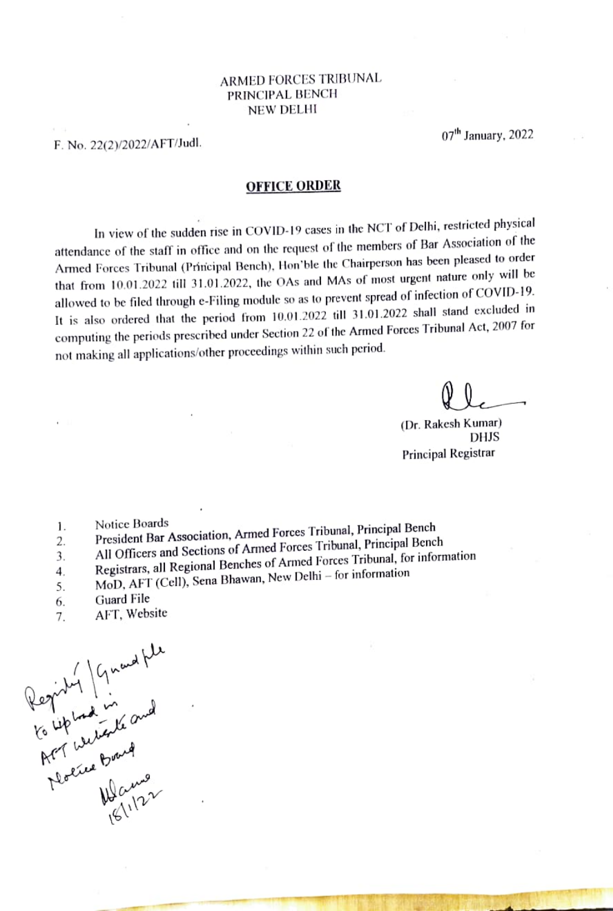ARMED FORCES TRIBUNAL
PRINCIPAL BENCH
NEW DELHI

F. No. 22(2)/2022/AFT/Judl.

07th January, 2022

## OFFICE ORDER

In view of the sudden rise in COVID-19 cases in the NCT of Delhi, restricted physical attendance of the staff in office and on the request of the members of Bar Association of the Armed Forces Tribunal (Principal Bench), Hon'ble the Chairperson has been pleased to order that from 10.01.2022 till 31.01.2022, the OAs and MAs of most urgent nature only will be allowed to be filed through e-Filing module so as to prevent spread of infection of COVID-19. It is also ordered that the period from 10.01.2022 till 31.01.2022 shall stand excluded in computing the periods prescribed under Section 22 of the Armed Forces Tribunal Act, 2007 for not making all applications/other proceedings within such period.

(Dr. Rakesh Kumar)
DHJS
Principal Registrar

1. Notice Boards
2. President Bar Association, Armed Forces Tribunal, Principal Bench
3. All Officers and Sections of Armed Forces Tribunal, Principal Bench
4. Registrars, all Regional Benches of Armed Forces Tribunal, for information
5. MoD, AFT (Cell), Sena Bhawan, New Delhi – for information
6. Guard File
7. AFT, Website

Registry / Guard file
to upload in
AFT website and
Notice Board
18/1/22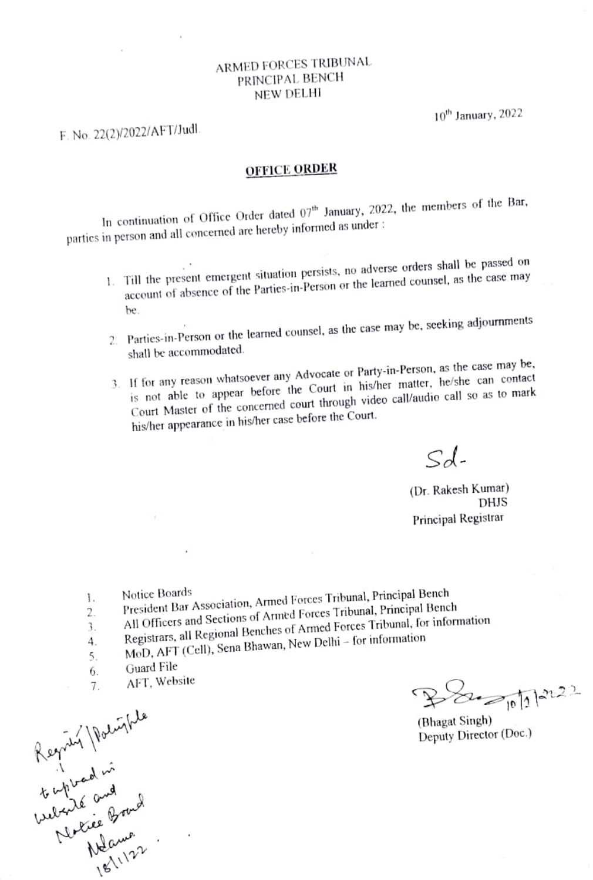ARMED FORCES TRIBUNAL
PRINCIPAL BENCH
NEW DELHI

F. No. 22(2)/2022/AFT/Judl.

10th January, 2022

## OFFICE ORDER

In continuation of Office Order dated 07th January, 2022, the members of the Bar, parties in person and all concerned are hereby informed as under :

1. Till the present emergent situation persists, no adverse orders shall be passed on account of absence of the Parties-in-Person or the learned counsel, as the case may be.
2. Parties-in-Person or the learned counsel, as the case may be, seeking adjournments shall be accommodated.
3. If for any reason whatsoever any Advocate or Party-in-Person, as the case may be, is not able to appear before the Court in his/her matter, he/she can contact Court Master of the concerned court through video call/audio call so as to mark his/her appearance in his/her case before the Court.

Sd-

(Dr. Rakesh Kumar)
DHJS
Principal Registrar

1. Notice Boards
2. President Bar Association, Armed Forces Tribunal, Principal Bench
3. All Officers and Sections of Armed Forces Tribunal, Principal Bench
4. Registrars, all Regional Benches of Armed Forces Tribunal, for information
5. MoD, AFT (Cell), Sena Bhawan, New Delhi – for information
6. Guard File
7. AFT, Website

10/1/2022

(Bhagat Singh)
Deputy Director (Doc.)

Registry/Policy file
to upload in website and Notice Board
10/1/22